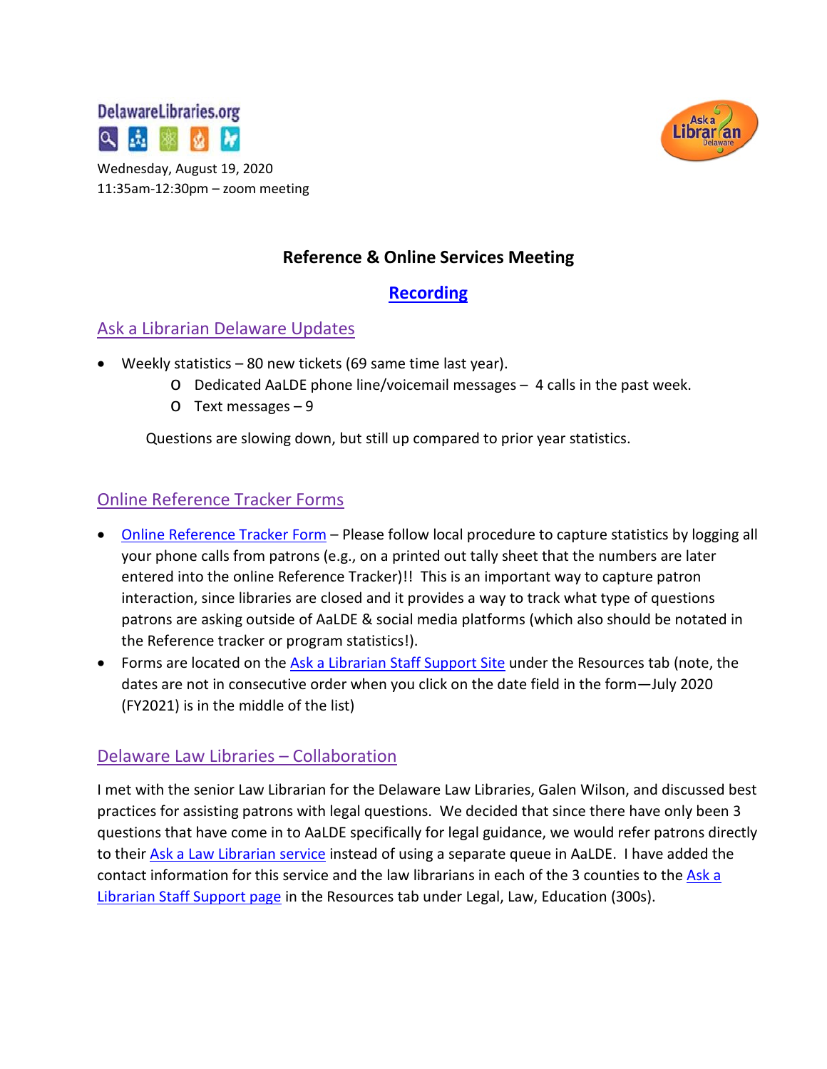DelawareLibraries.org

Wednesday, August 19, 2020
11:35am-12:30pm – zoom meeting

# Reference & Online Services Meeting

**Recording**

## Ask a Librarian Delaware Updates

- Weekly statistics – 80 new tickets (69 same time last year).
  - Dedicated AaLDE phone line/voicemail messages – 4 calls in the past week.
  - Text messages – 9

Questions are slowing down, but still up compared to prior year statistics.

## Online Reference Tracker Forms

- Online Reference Tracker Form – Please follow local procedure to capture statistics by logging all your phone calls from patrons (e.g., on a printed out tally sheet that the numbers are later entered into the online Reference Tracker)!! This is an important way to capture patron interaction, since libraries are closed and it provides a way to track what type of questions patrons are asking outside of AaLDE & social media platforms (which also should be notated in the Reference tracker or program statistics!).
- Forms are located on the Ask a Librarian Staff Support Site under the Resources tab (note, the dates are not in consecutive order when you click on the date field in the form—July 2020 (FY2021) is in the middle of the list)

## Delaware Law Libraries – Collaboration

I met with the senior Law Librarian for the Delaware Law Libraries, Galen Wilson, and discussed best practices for assisting patrons with legal questions. We decided that since there have only been 3 questions that have come in to AaLDE specifically for legal guidance, we would refer patrons directly to their Ask a Law Librarian service instead of using a separate queue in AaLDE. I have added the contact information for this service and the law librarians in each of the 3 counties to the Ask a Librarian Staff Support page in the Resources tab under Legal, Law, Education (300s).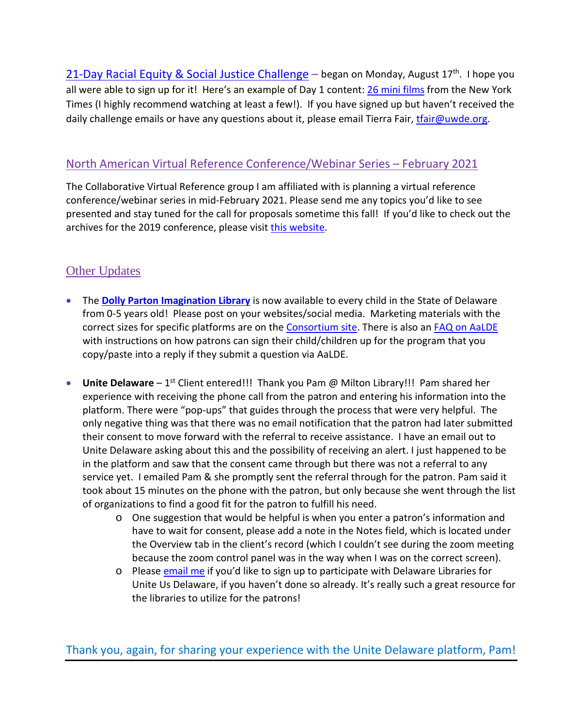[21-Day Racial Equity & Social Justice Challenge](#) – began on Monday, August 17th. I hope you all were able to sign up for it! Here's an example of Day 1 content: [26 mini films](#) from the New York Times (I highly recommend watching at least a few!). If you have signed up but haven't received the daily challenge emails or have any questions about it, please email Tierra Fair, tfair@uwde.org.

## North American Virtual Reference Conference/Webinar Series – February 2021

The Collaborative Virtual Reference group I am affiliated with is planning a virtual reference conference/webinar series in mid-February 2021. Please send me any topics you'd like to see presented and stay tuned for the call for proposals sometime this fall! If you'd like to check out the archives for the 2019 conference, please visit [this website](#).

## Other Updates

- The **[Dolly Parton Imagination Library](#)** is now available to every child in the State of Delaware from 0-5 years old! Please post on your websites/social media. Marketing materials with the correct sizes for specific platforms are on the [Consortium site](#). There is also an [FAQ on AaLDE](#) with instructions on how patrons can sign their child/children up for the program that you copy/paste into a reply if they submit a question via AaLDE.

- **Unite Delaware** – 1st Client entered!!! Thank you Pam @ Milton Library!!! Pam shared her experience with receiving the phone call from the patron and entering his information into the platform. There were "pop-ups" that guides through the process that were very helpful. The only negative thing was that there was no email notification that the patron had later submitted their consent to move forward with the referral to receive assistance. I have an email out to Unite Delaware asking about this and the possibility of receiving an alert. I just happened to be in the platform and saw that the consent came through but there was not a referral to any service yet. I emailed Pam & she promptly sent the referral through for the patron. Pam said it took about 15 minutes on the phone with the patron, but only because she went through the list of organizations to find a good fit for the patron to fulfill his need.
  - One suggestion that would be helpful is when you enter a patron's information and have to wait for consent, please add a note in the Notes field, which is located under the Overview tab in the client's record (which I couldn't see during the zoom meeting because the zoom control panel was in the way when I was on the correct screen).
  - Please [email me](#) if you'd like to sign up to participate with Delaware Libraries for Unite Us Delaware, if you haven't done so already. It's really such a great resource for the libraries to utilize for the patrons!

## Thank you, again, for sharing your experience with the Unite Delaware platform, Pam!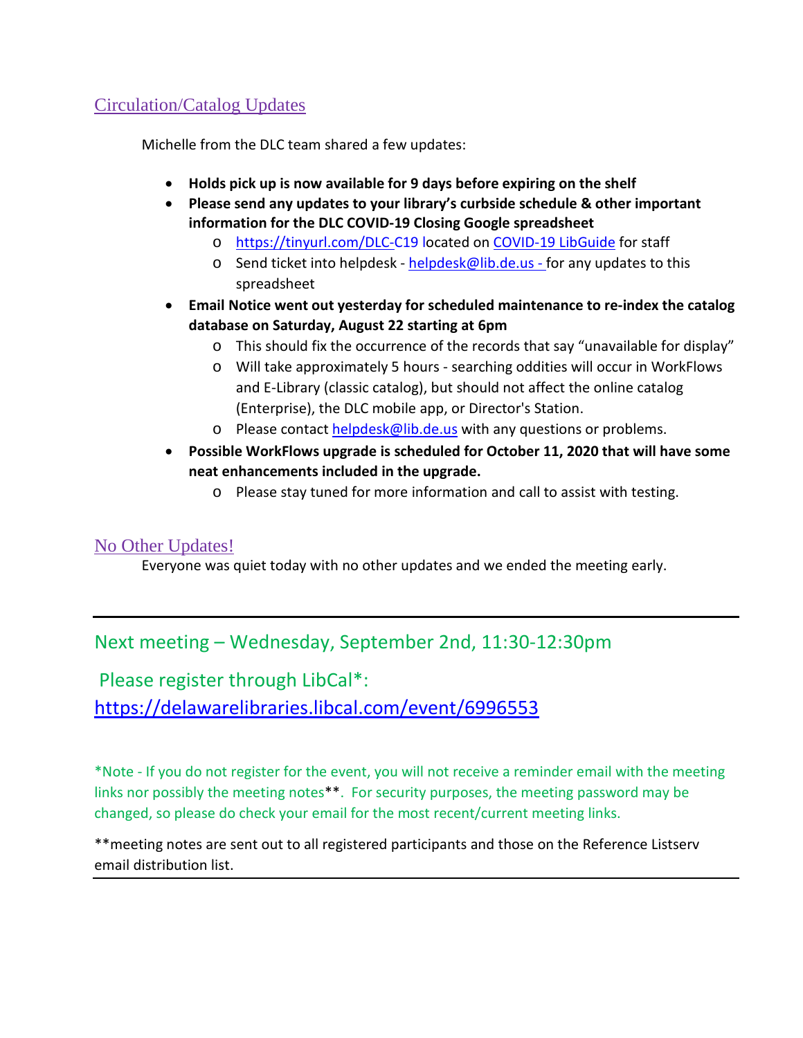## Circulation/Catalog Updates

Michelle from the DLC team shared a few updates:

- **Holds pick up is now available for 9 days before expiring on the shelf**
- **Please send any updates to your library's curbside schedule & other important information for the DLC COVID-19 Closing Google spreadsheet**
  - https://tinyurl.com/DLC-C19 located on COVID-19 LibGuide for staff
  - Send ticket into helpdesk - helpdesk@lib.de.us - for any updates to this spreadsheet
- **Email Notice went out yesterday for scheduled maintenance to re-index the catalog database on Saturday, August 22 starting at 6pm**
  - This should fix the occurrence of the records that say "unavailable for display"
  - Will take approximately 5 hours - searching oddities will occur in WorkFlows and E-Library (classic catalog), but should not affect the online catalog (Enterprise), the DLC mobile app, or Director's Station.
  - Please contact helpdesk@lib.de.us with any questions or problems.
- **Possible WorkFlows upgrade is scheduled for October 11, 2020 that will have some neat enhancements included in the upgrade.**
  - Please stay tuned for more information and call to assist with testing.

## No Other Updates!

Everyone was quiet today with no other updates and we ended the meeting early.

---

## Next meeting – Wednesday, September 2nd, 11:30-12:30pm

Please register through LibCal*: https://delawarelibraries.libcal.com/event/6996553

*Note - If you do not register for the event, you will not receive a reminder email with the meeting links nor possibly the meeting notes**. For security purposes, the meeting password may be changed, so please do check your email for the most recent/current meeting links.

**meeting notes are sent out to all registered participants and those on the Reference Listserv email distribution list.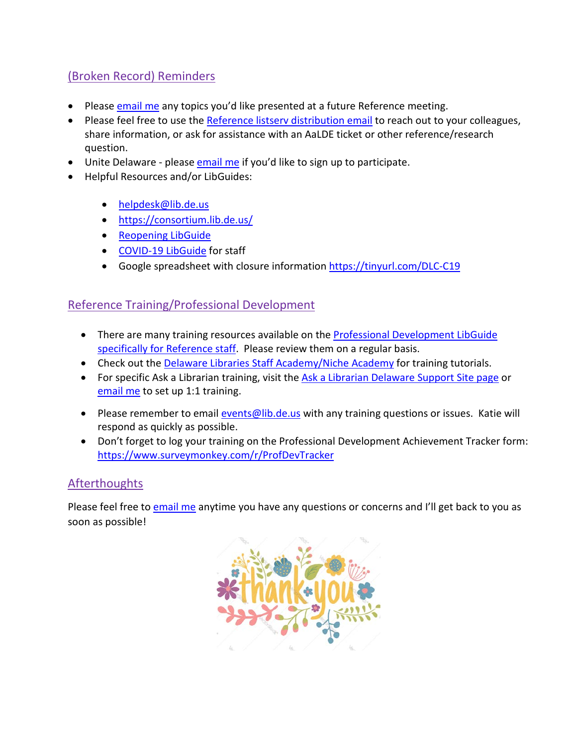## (Broken Record) Reminders

- Please email me any topics you'd like presented at a future Reference meeting.
- Please feel free to use the Reference listserv distribution email to reach out to your colleagues, share information, or ask for assistance with an AaLDE ticket or other reference/research question.
- Unite Delaware - please email me if you'd like to sign up to participate.
- Helpful Resources and/or LibGuides:
  - helpdesk@lib.de.us
  - https://consortium.lib.de.us/
  - Reopening LibGuide
  - COVID-19 LibGuide for staff
  - Google spreadsheet with closure information https://tinyurl.com/DLC-C19

## Reference Training/Professional Development

- There are many training resources available on the Professional Development LibGuide specifically for Reference staff. Please review them on a regular basis.
- Check out the Delaware Libraries Staff Academy/Niche Academy for training tutorials.
- For specific Ask a Librarian training, visit the Ask a Librarian Delaware Support Site page or email me to set up 1:1 training.
- Please remember to email events@lib.de.us with any training questions or issues. Katie will respond as quickly as possible.
- Don't forget to log your training on the Professional Development Achievement Tracker form: https://www.surveymonkey.com/r/ProfDevTracker

## Afterthoughts

Please feel free to email me anytime you have any questions or concerns and I'll get back to you as soon as possible!